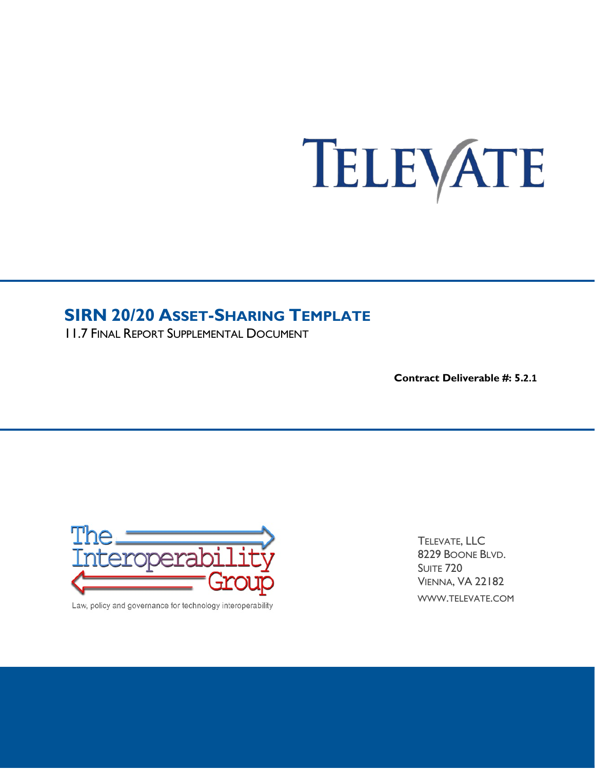# TELEVATE

## SIRN 20/20 Asset-Sharing Template

11.7 Final Report Supplemental Document

**Contract Deliverable #: 5.2.1**

The Interoperability Group

Law, policy and governance for technology interoperability

Televate, LLC
8229 Boone Blvd.
Suite 720
Vienna, VA 22182
www.televate.com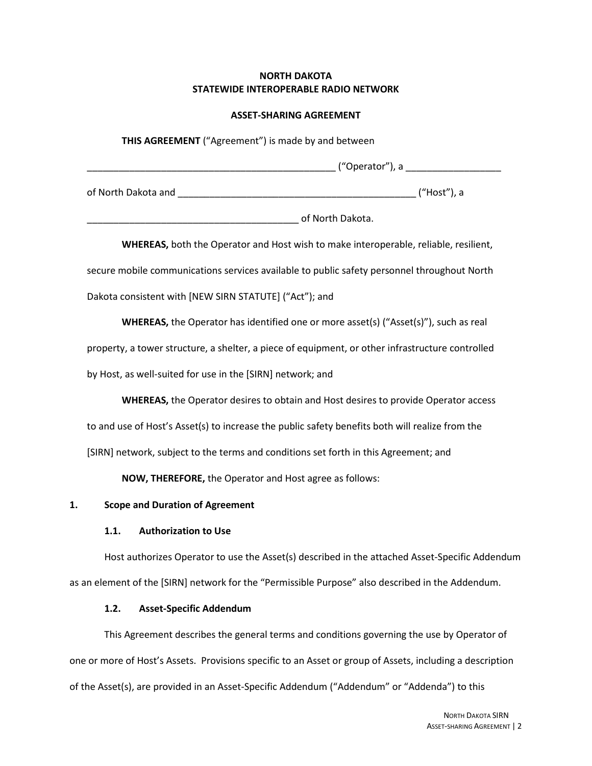**NORTH DAKOTA**
**STATEWIDE INTEROPERABLE RADIO NETWORK**

**ASSET-SHARING AGREEMENT**

**THIS AGREEMENT** (“Agreement”) is made by and between

_______________________________________________ (“Operator”), a _________________

of North Dakota and ____________________________________________ (“Host”), a

_______________________________________ of North Dakota.

**WHEREAS,** both the Operator and Host wish to make interoperable, reliable, resilient, secure mobile communications services available to public safety personnel throughout North Dakota consistent with [NEW SIRN STATUTE] (“Act”); and

**WHEREAS,** the Operator has identified one or more asset(s) (“Asset(s)”), such as real property, a tower structure, a shelter, a piece of equipment, or other infrastructure controlled by Host, as well-suited for use in the [SIRN] network; and

**WHEREAS,** the Operator desires to obtain and Host desires to provide Operator access to and use of Host’s Asset(s) to increase the public safety benefits both will realize from the [SIRN] network, subject to the terms and conditions set forth in this Agreement; and

**NOW, THEREFORE,** the Operator and Host agree as follows:

## 1. Scope and Duration of Agreement

### 1.1. Authorization to Use

Host authorizes Operator to use the Asset(s) described in the attached Asset-Specific Addendum as an element of the [SIRN] network for the “Permissible Purpose” also described in the Addendum.

### 1.2. Asset-Specific Addendum

This Agreement describes the general terms and conditions governing the use by Operator of one or more of Host’s Assets. Provisions specific to an Asset or group of Assets, including a description of the Asset(s), are provided in an Asset-Specific Addendum (“Addendum” or “Addenda”) to this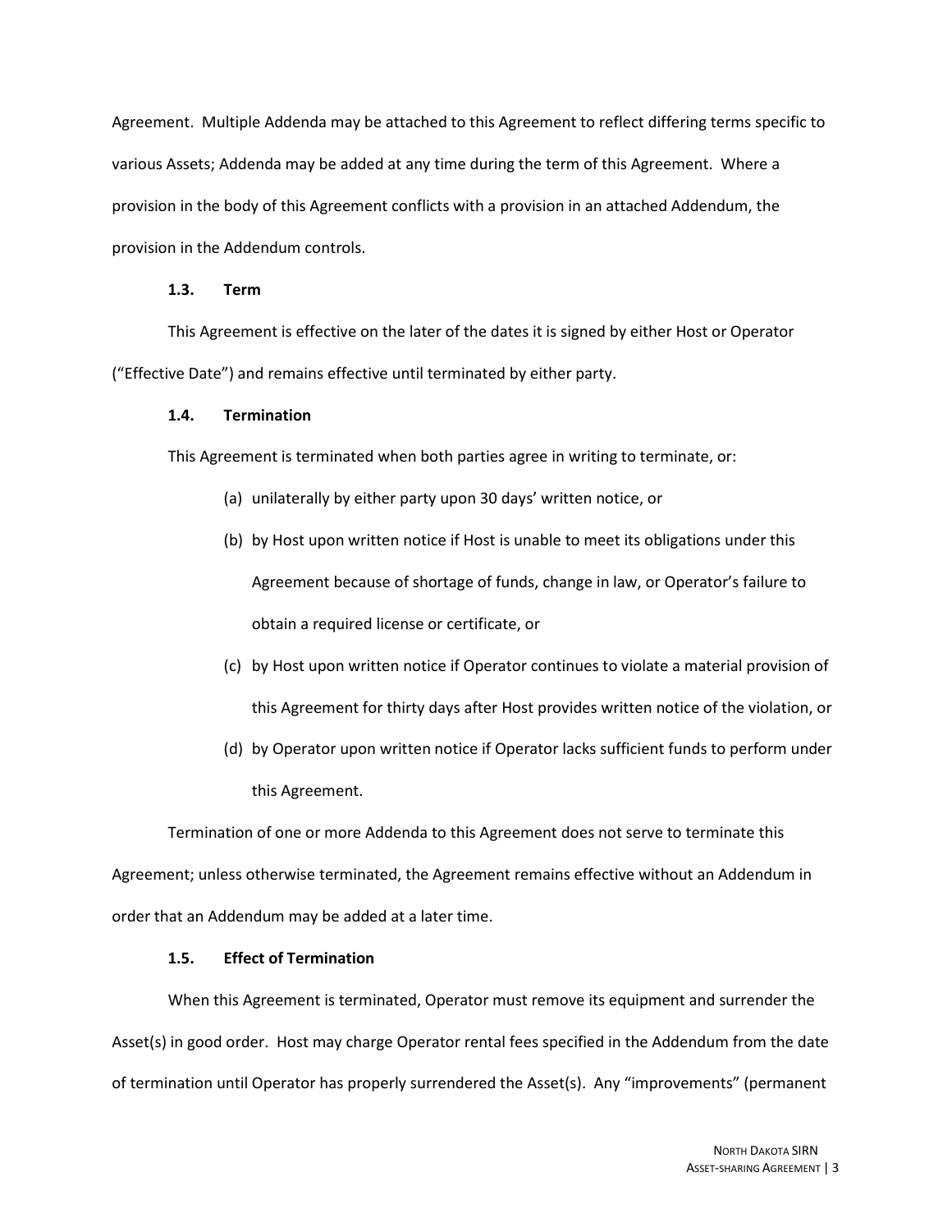Agreement. Multiple Addenda may be attached to this Agreement to reflect differing terms specific to various Assets; Addenda may be added at any time during the term of this Agreement. Where a provision in the body of this Agreement conflicts with a provision in an attached Addendum, the provision in the Addendum controls.

### 1.3. Term

This Agreement is effective on the later of the dates it is signed by either Host or Operator (“Effective Date”) and remains effective until terminated by either party.

### 1.4. Termination

This Agreement is terminated when both parties agree in writing to terminate, or:

(a) unilaterally by either party upon 30 days’ written notice, or

(b) by Host upon written notice if Host is unable to meet its obligations under this Agreement because of shortage of funds, change in law, or Operator’s failure to obtain a required license or certificate, or

(c) by Host upon written notice if Operator continues to violate a material provision of this Agreement for thirty days after Host provides written notice of the violation, or

(d) by Operator upon written notice if Operator lacks sufficient funds to perform under this Agreement.

Termination of one or more Addenda to this Agreement does not serve to terminate this Agreement; unless otherwise terminated, the Agreement remains effective without an Addendum in order that an Addendum may be added at a later time.

### 1.5. Effect of Termination

When this Agreement is terminated, Operator must remove its equipment and surrender the Asset(s) in good order. Host may charge Operator rental fees specified in the Addendum from the date of termination until Operator has properly surrendered the Asset(s). Any “improvements” (permanent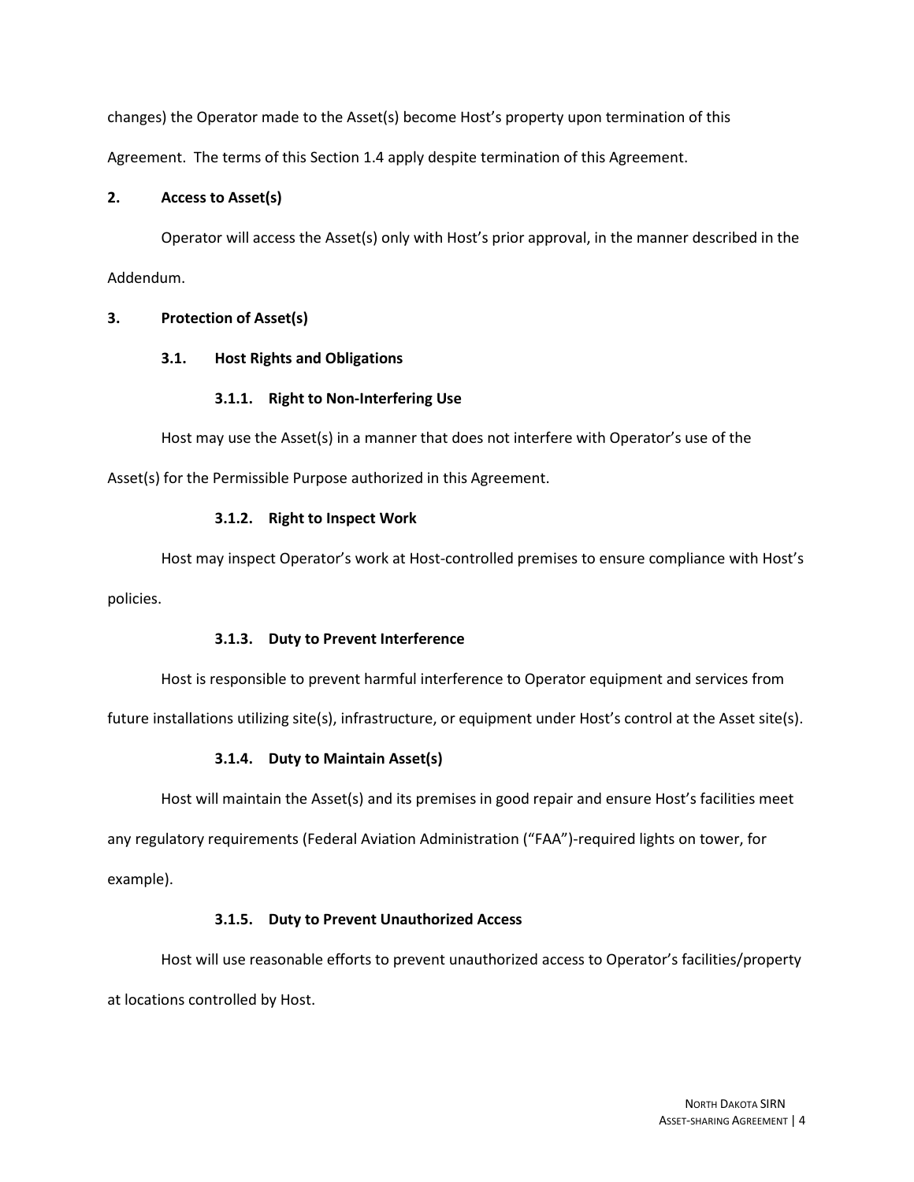changes) the Operator made to the Asset(s) become Host's property upon termination of this Agreement. The terms of this Section 1.4 apply despite termination of this Agreement.

## 2. Access to Asset(s)

Operator will access the Asset(s) only with Host's prior approval, in the manner described in the Addendum.

## 3. Protection of Asset(s)

### 3.1. Host Rights and Obligations

#### 3.1.1. Right to Non-Interfering Use

Host may use the Asset(s) in a manner that does not interfere with Operator's use of the Asset(s) for the Permissible Purpose authorized in this Agreement.

#### 3.1.2. Right to Inspect Work

Host may inspect Operator's work at Host-controlled premises to ensure compliance with Host's policies.

#### 3.1.3. Duty to Prevent Interference

Host is responsible to prevent harmful interference to Operator equipment and services from future installations utilizing site(s), infrastructure, or equipment under Host's control at the Asset site(s).

#### 3.1.4. Duty to Maintain Asset(s)

Host will maintain the Asset(s) and its premises in good repair and ensure Host's facilities meet any regulatory requirements (Federal Aviation Administration ("FAA")-required lights on tower, for example).

#### 3.1.5. Duty to Prevent Unauthorized Access

Host will use reasonable efforts to prevent unauthorized access to Operator's facilities/property at locations controlled by Host.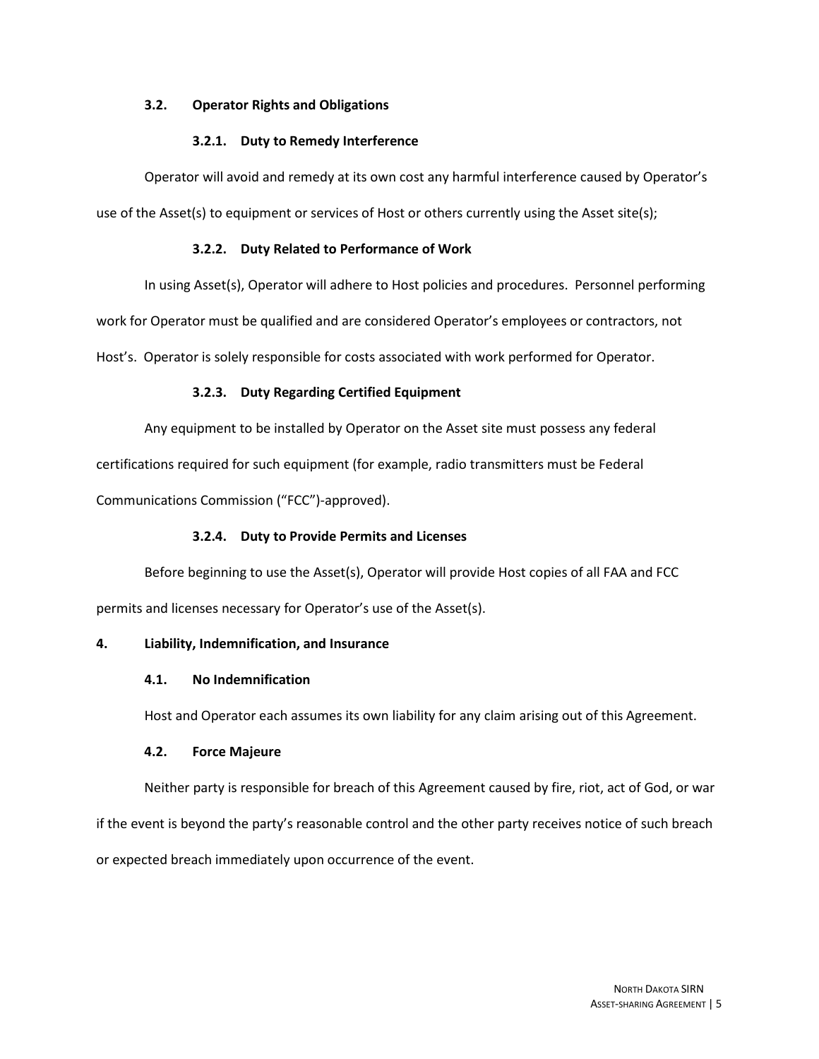### 3.2. Operator Rights and Obligations

#### 3.2.1. Duty to Remedy Interference

Operator will avoid and remedy at its own cost any harmful interference caused by Operator's use of the Asset(s) to equipment or services of Host or others currently using the Asset site(s);

#### 3.2.2. Duty Related to Performance of Work

In using Asset(s), Operator will adhere to Host policies and procedures. Personnel performing work for Operator must be qualified and are considered Operator's employees or contractors, not Host's. Operator is solely responsible for costs associated with work performed for Operator.

#### 3.2.3. Duty Regarding Certified Equipment

Any equipment to be installed by Operator on the Asset site must possess any federal certifications required for such equipment (for example, radio transmitters must be Federal Communications Commission ("FCC")-approved).

#### 3.2.4. Duty to Provide Permits and Licenses

Before beginning to use the Asset(s), Operator will provide Host copies of all FAA and FCC permits and licenses necessary for Operator's use of the Asset(s).

## 4. Liability, Indemnification, and Insurance

### 4.1. No Indemnification

Host and Operator each assumes its own liability for any claim arising out of this Agreement.

### 4.2. Force Majeure

Neither party is responsible for breach of this Agreement caused by fire, riot, act of God, or war if the event is beyond the party's reasonable control and the other party receives notice of such breach or expected breach immediately upon occurrence of the event.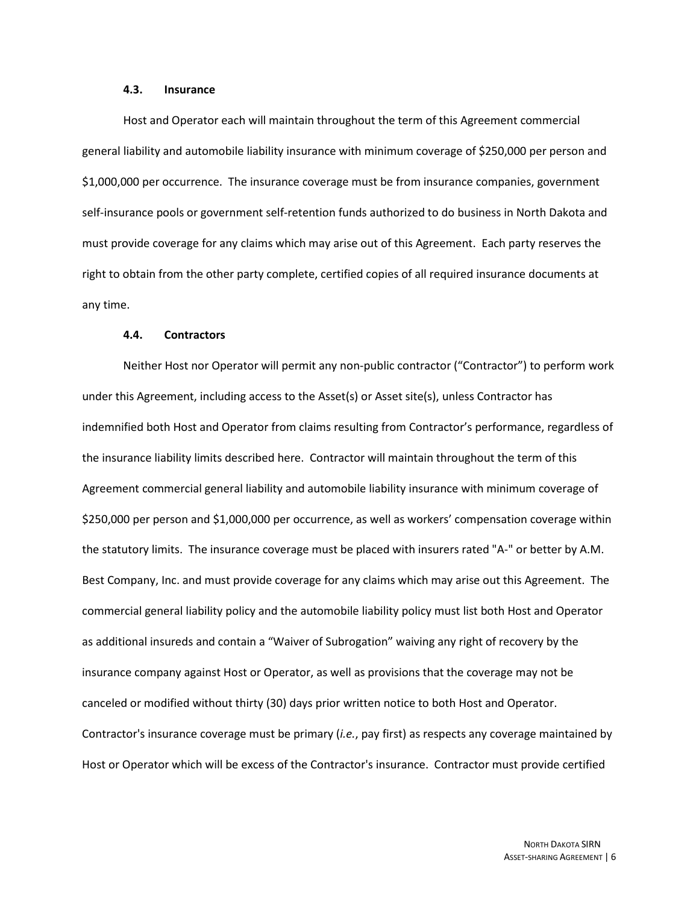### 4.3. Insurance

Host and Operator each will maintain throughout the term of this Agreement commercial general liability and automobile liability insurance with minimum coverage of $250,000 per person and $1,000,000 per occurrence. The insurance coverage must be from insurance companies, government self-insurance pools or government self-retention funds authorized to do business in North Dakota and must provide coverage for any claims which may arise out of this Agreement. Each party reserves the right to obtain from the other party complete, certified copies of all required insurance documents at any time.

### 4.4. Contractors

Neither Host nor Operator will permit any non-public contractor ("Contractor") to perform work under this Agreement, including access to the Asset(s) or Asset site(s), unless Contractor has indemnified both Host and Operator from claims resulting from Contractor's performance, regardless of the insurance liability limits described here. Contractor will maintain throughout the term of this Agreement commercial general liability and automobile liability insurance with minimum coverage of $250,000 per person and $1,000,000 per occurrence, as well as workers' compensation coverage within the statutory limits. The insurance coverage must be placed with insurers rated "A-" or better by A.M. Best Company, Inc. and must provide coverage for any claims which may arise out this Agreement. The commercial general liability policy and the automobile liability policy must list both Host and Operator as additional insureds and contain a "Waiver of Subrogation" waiving any right of recovery by the insurance company against Host or Operator, as well as provisions that the coverage may not be canceled or modified without thirty (30) days prior written notice to both Host and Operator. Contractor's insurance coverage must be primary (*i.e.*, pay first) as respects any coverage maintained by Host or Operator which will be excess of the Contractor's insurance. Contractor must provide certified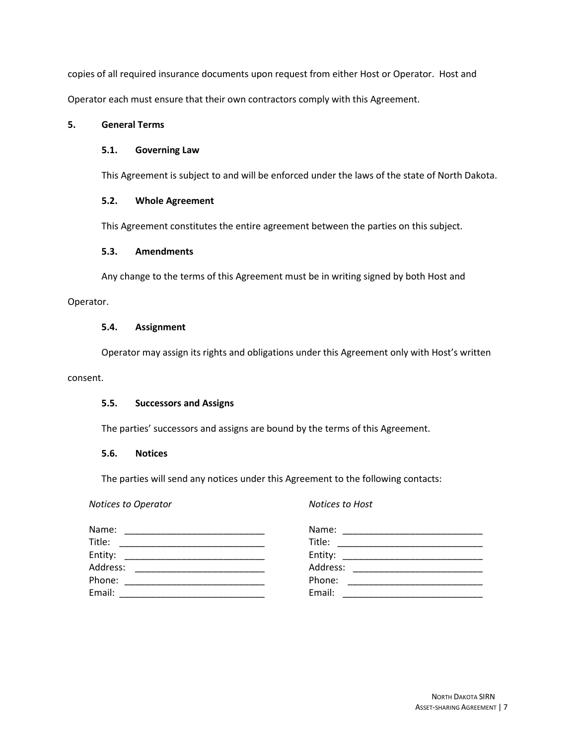copies of all required insurance documents upon request from either Host or Operator. Host and Operator each must ensure that their own contractors comply with this Agreement.

## 5. General Terms

### 5.1. Governing Law

This Agreement is subject to and will be enforced under the laws of the state of North Dakota.

### 5.2. Whole Agreement

This Agreement constitutes the entire agreement between the parties on this subject.

### 5.3. Amendments

Any change to the terms of this Agreement must be in writing signed by both Host and Operator.

### 5.4. Assignment

Operator may assign its rights and obligations under this Agreement only with Host's written consent.

### 5.5. Successors and Assigns

The parties' successors and assigns are bound by the terms of this Agreement.

### 5.6. Notices

The parties will send any notices under this Agreement to the following contacts:

*Notices to Operator*

Name: ___________________________
Title: ___________________________
Entity: ___________________________
Address: ___________________________
Phone: ___________________________
Email: ___________________________

*Notices to Host*

Name: ___________________________
Title: ___________________________
Entity: ___________________________
Address: ___________________________
Phone: ___________________________
Email: ___________________________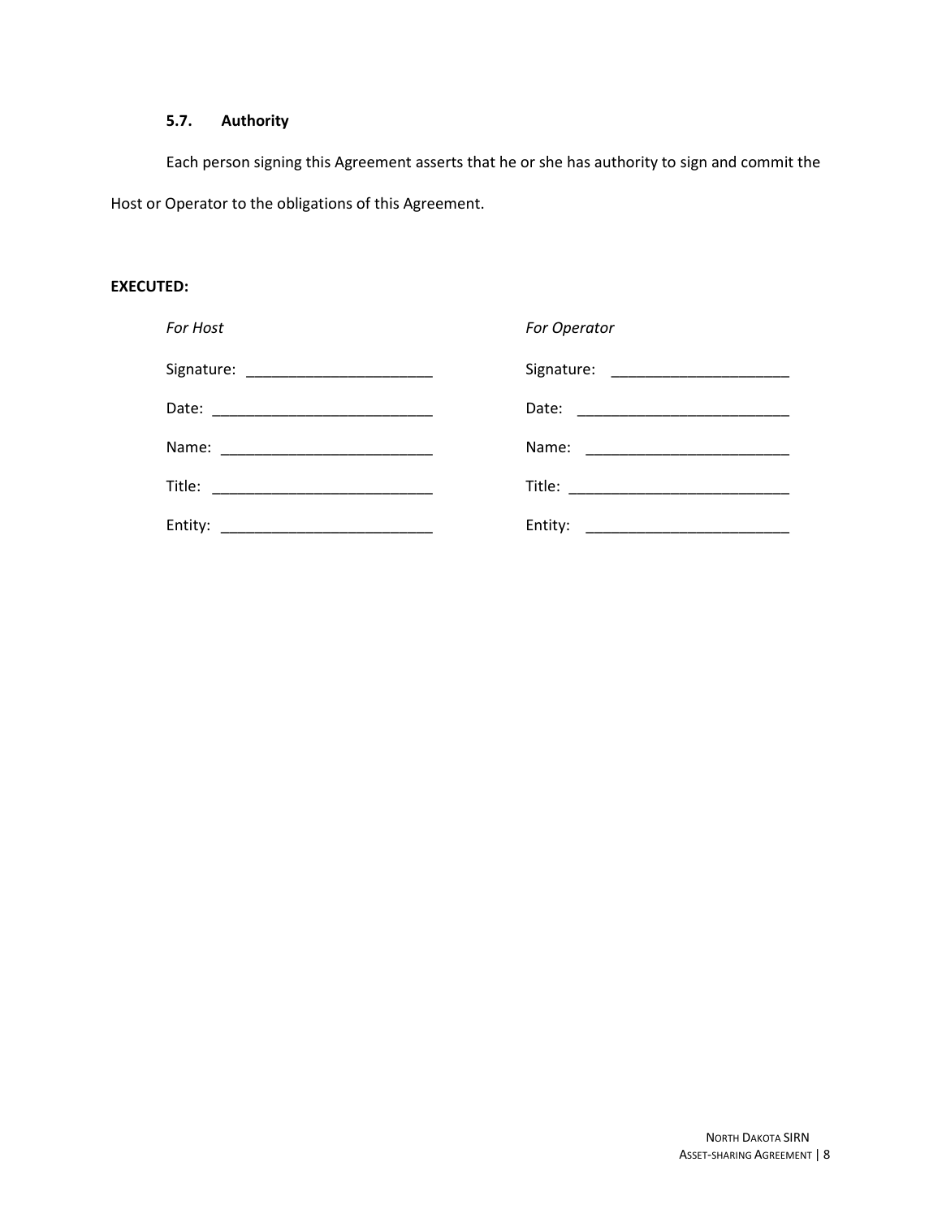### 5.7. Authority

Each person signing this Agreement asserts that he or she has authority to sign and commit the Host or Operator to the obligations of this Agreement.

**EXECUTED:**

| *For Host* | *For Operator* |
|---|---|
| Signature: ______________________ | Signature: _____________________ |
| Date: __________________________ | Date: _________________________ |
| Name: _________________________ | Name: ________________________ |
| Title: __________________________ | Title: __________________________ |
| Entity: _________________________ | Entity: ________________________ |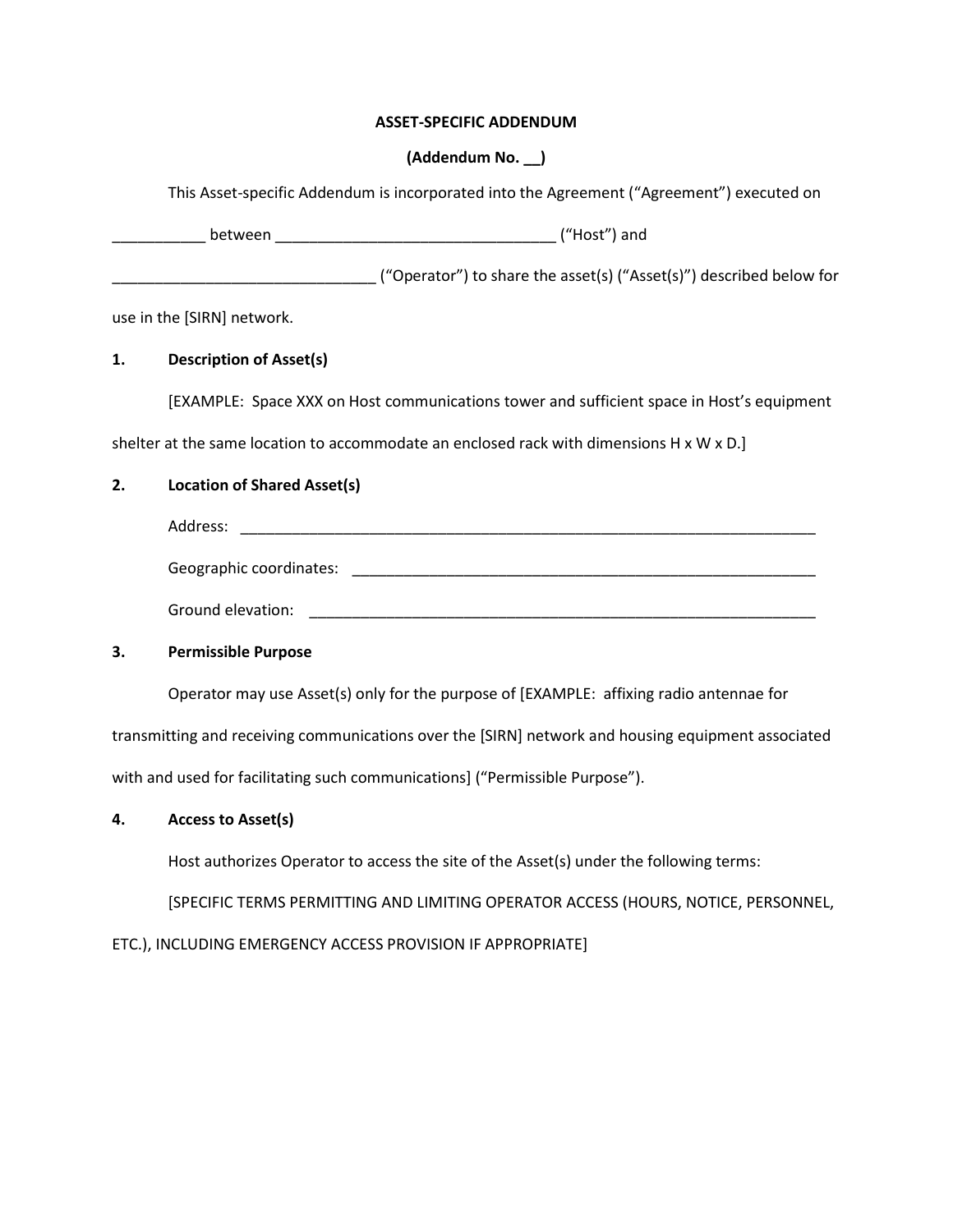**ASSET-SPECIFIC ADDENDUM**

**(Addendum No. __)**

This Asset-specific Addendum is incorporated into the Agreement ("Agreement") executed on ___________ between _________________________________ ("Host") and _______________________________ ("Operator") to share the asset(s) ("Asset(s)") described below for use in the [SIRN] network.

**1. Description of Asset(s)**

[EXAMPLE: Space XXX on Host communications tower and sufficient space in Host's equipment shelter at the same location to accommodate an enclosed rack with dimensions H x W x D.]

**2. Location of Shared Asset(s)**

Address: _______________________________________________________________________

Geographic coordinates: __________________________________________________________

Ground elevation: _______________________________________________________________

**3. Permissible Purpose**

Operator may use Asset(s) only for the purpose of [EXAMPLE: affixing radio antennae for transmitting and receiving communications over the [SIRN] network and housing equipment associated with and used for facilitating such communications] ("Permissible Purpose").

**4. Access to Asset(s)**

Host authorizes Operator to access the site of the Asset(s) under the following terms:

[SPECIFIC TERMS PERMITTING AND LIMITING OPERATOR ACCESS (HOURS, NOTICE, PERSONNEL, ETC.), INCLUDING EMERGENCY ACCESS PROVISION IF APPROPRIATE]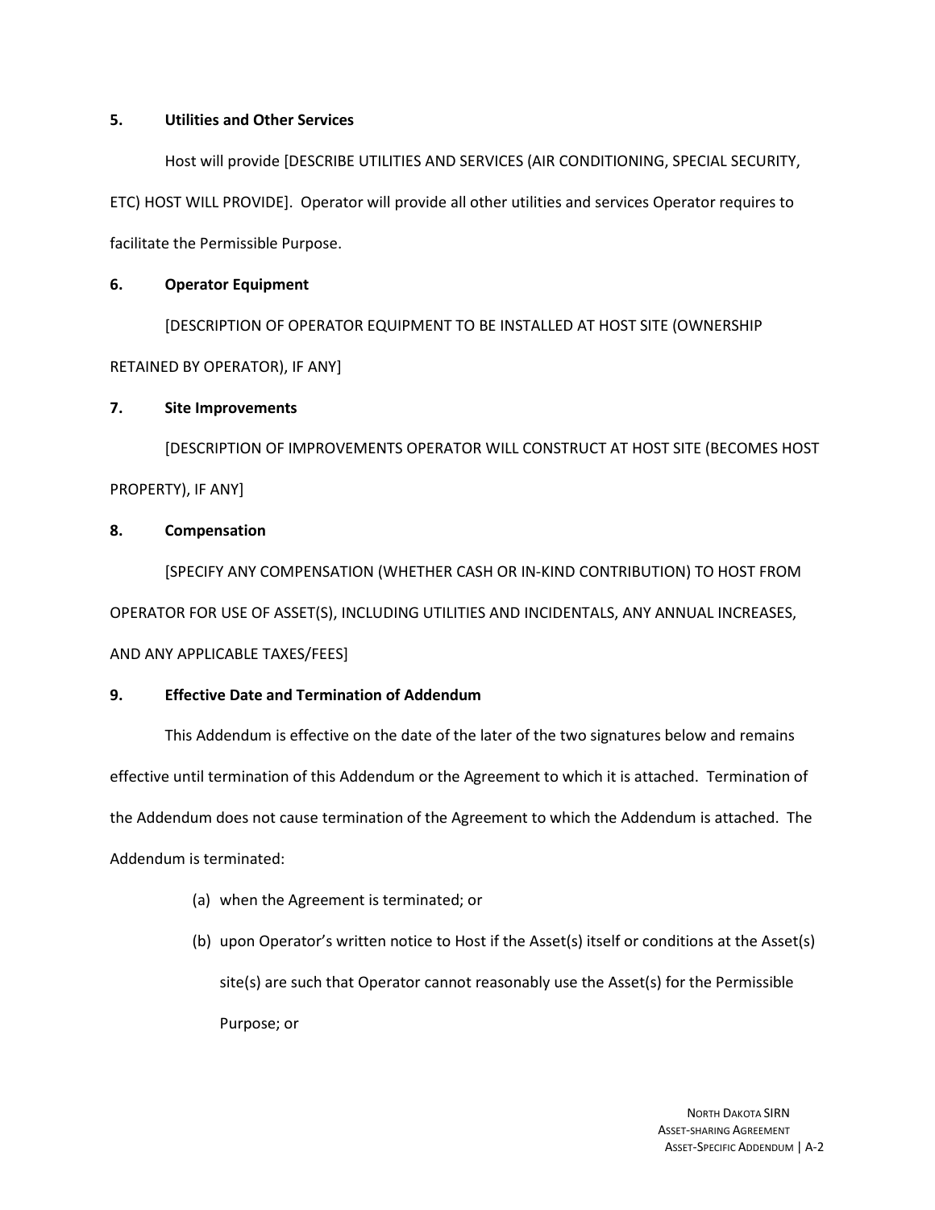**5. Utilities and Other Services**

Host will provide [DESCRIBE UTILITIES AND SERVICES (AIR CONDITIONING, SPECIAL SECURITY, ETC) HOST WILL PROVIDE]. Operator will provide all other utilities and services Operator requires to facilitate the Permissible Purpose.

**6. Operator Equipment**

[DESCRIPTION OF OPERATOR EQUIPMENT TO BE INSTALLED AT HOST SITE (OWNERSHIP RETAINED BY OPERATOR), IF ANY]

**7. Site Improvements**

[DESCRIPTION OF IMPROVEMENTS OPERATOR WILL CONSTRUCT AT HOST SITE (BECOMES HOST PROPERTY), IF ANY]

**8. Compensation**

[SPECIFY ANY COMPENSATION (WHETHER CASH OR IN-KIND CONTRIBUTION) TO HOST FROM OPERATOR FOR USE OF ASSET(S), INCLUDING UTILITIES AND INCIDENTALS, ANY ANNUAL INCREASES, AND ANY APPLICABLE TAXES/FEES]

**9. Effective Date and Termination of Addendum**

This Addendum is effective on the date of the later of the two signatures below and remains effective until termination of this Addendum or the Agreement to which it is attached. Termination of the Addendum does not cause termination of the Agreement to which the Addendum is attached. The Addendum is terminated:

(a) when the Agreement is terminated; or

(b) upon Operator's written notice to Host if the Asset(s) itself or conditions at the Asset(s) site(s) are such that Operator cannot reasonably use the Asset(s) for the Permissible Purpose; or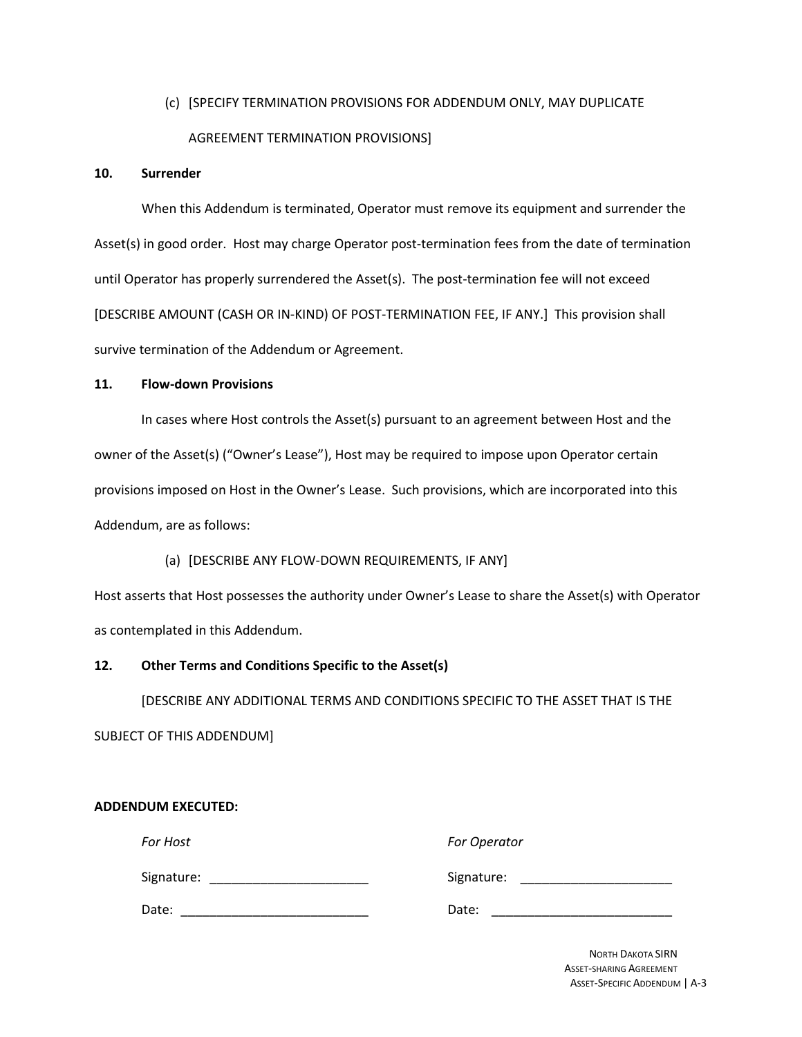(c) [SPECIFY TERMINATION PROVISIONS FOR ADDENDUM ONLY, MAY DUPLICATE AGREEMENT TERMINATION PROVISIONS]

**10. Surrender**

When this Addendum is terminated, Operator must remove its equipment and surrender the Asset(s) in good order. Host may charge Operator post-termination fees from the date of termination until Operator has properly surrendered the Asset(s). The post-termination fee will not exceed [DESCRIBE AMOUNT (CASH OR IN-KIND) OF POST-TERMINATION FEE, IF ANY.] This provision shall survive termination of the Addendum or Agreement.

**11. Flow-down Provisions**

In cases where Host controls the Asset(s) pursuant to an agreement between Host and the owner of the Asset(s) ("Owner's Lease"), Host may be required to impose upon Operator certain provisions imposed on Host in the Owner's Lease. Such provisions, which are incorporated into this Addendum, are as follows:

(a) [DESCRIBE ANY FLOW-DOWN REQUIREMENTS, IF ANY]

Host asserts that Host possesses the authority under Owner's Lease to share the Asset(s) with Operator as contemplated in this Addendum.

**12. Other Terms and Conditions Specific to the Asset(s)**

[DESCRIBE ANY ADDITIONAL TERMS AND CONDITIONS SPECIFIC TO THE ASSET THAT IS THE SUBJECT OF THIS ADDENDUM]

**ADDENDUM EXECUTED:**

| *For Host* | *For Operator* |
|---|---|
| Signature: ______________________ | Signature: ______________________ |
| Date: __________________________ | Date: __________________________ |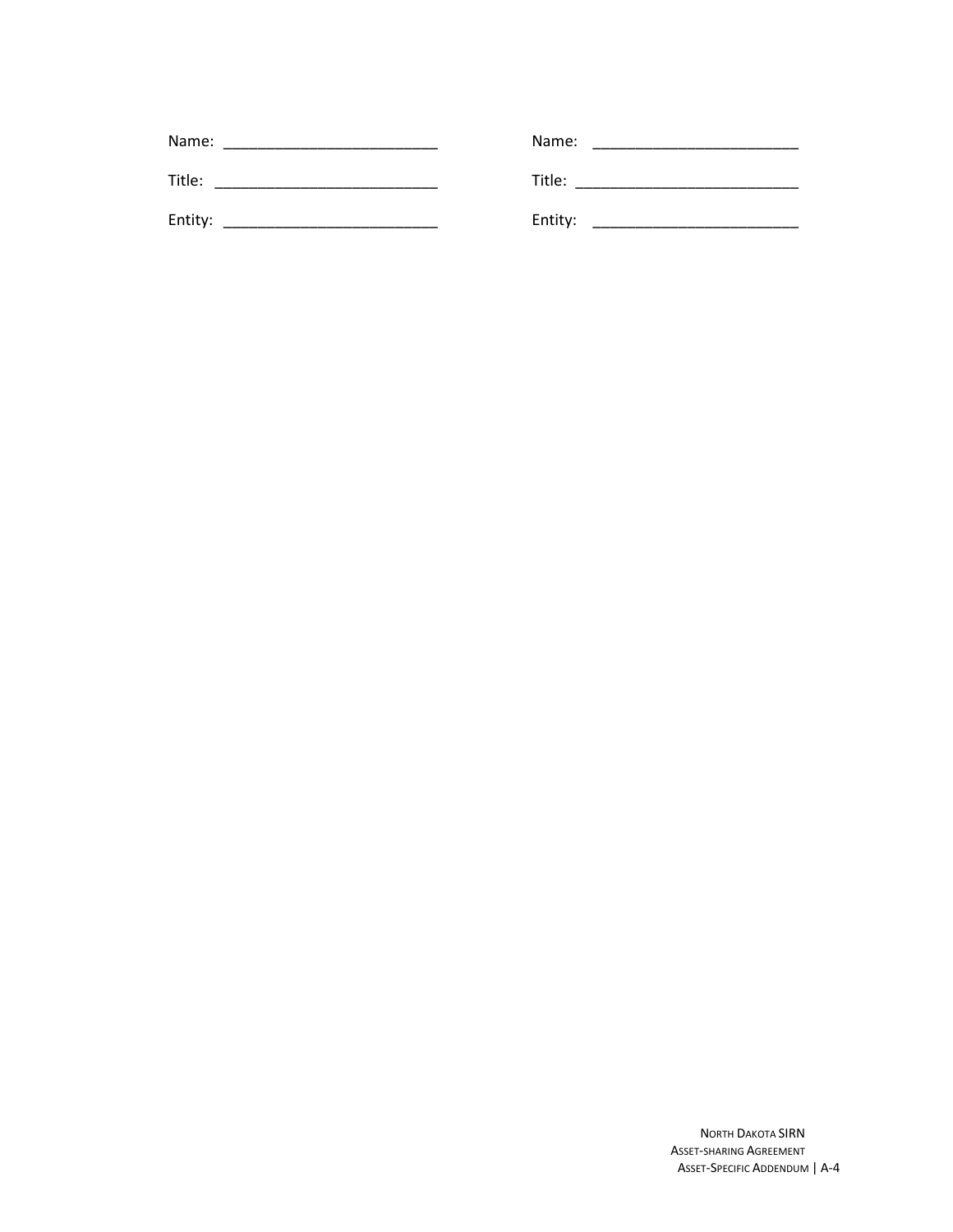Name: ________________________

Title: ________________________

Entity: ________________________

Name: ________________________

Title: ________________________

Entity: ________________________